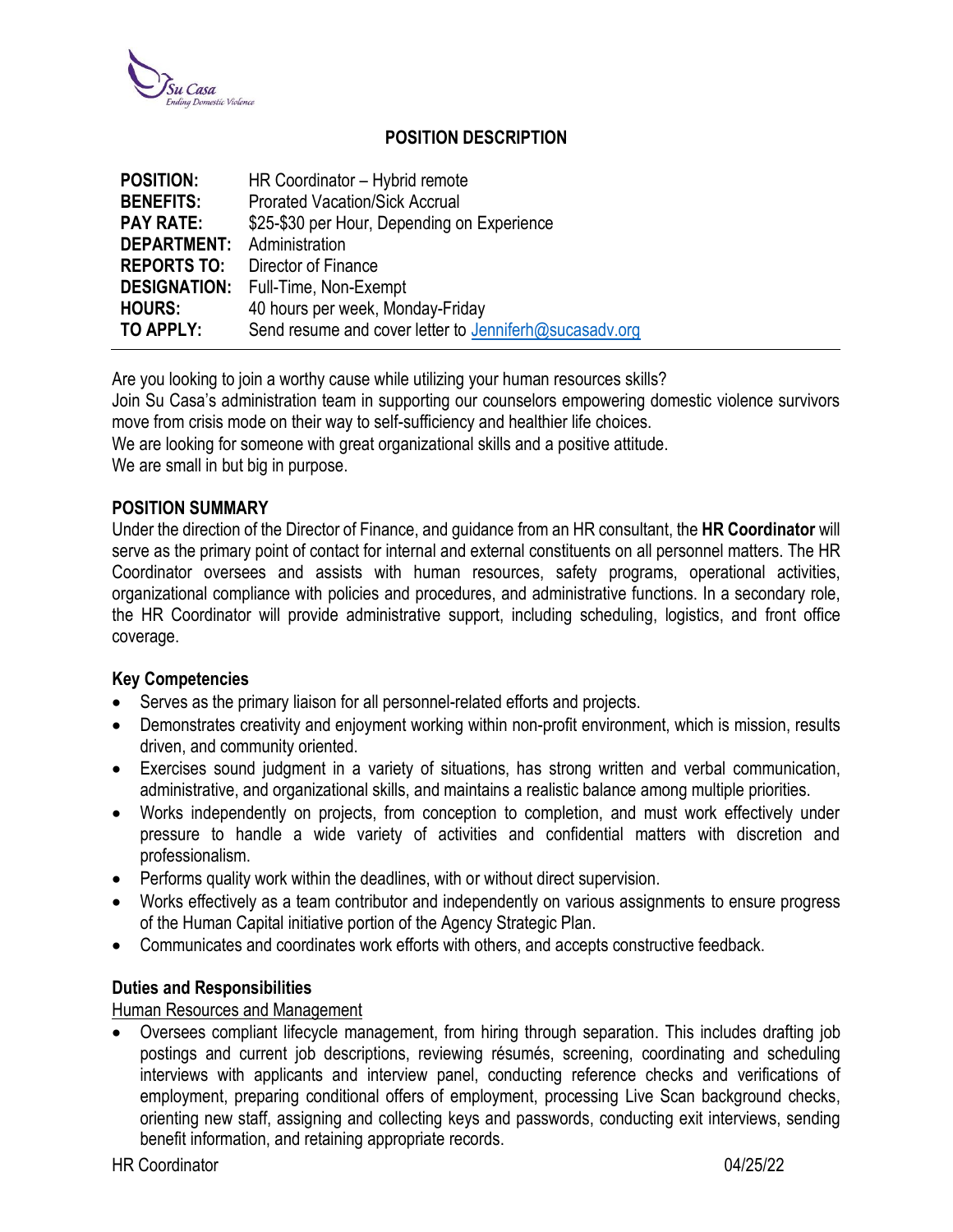# POSITION DESCRIPTION

| | |
|---|---|
| **POSITION:** | HR Coordinator – Hybrid remote |
| **BENEFITS:** | Prorated Vacation/Sick Accrual |
| **PAY RATE:** | $25-$30 per Hour, Depending on Experience |
| **DEPARTMENT:** | Administration |
| **REPORTS TO:** | Director of Finance |
| **DESIGNATION:** | Full-Time, Non-Exempt |
| **HOURS:** | 40 hours per week, Monday-Friday |
| **TO APPLY:** | Send resume and cover letter to Jenniferh@sucasadv.org |

Are you looking to join a worthy cause while utilizing your human resources skills?
Join Su Casa's administration team in supporting our counselors empowering domestic violence survivors move from crisis mode on their way to self-sufficiency and healthier life choices.
We are looking for someone with great organizational skills and a positive attitude.
We are small in but big in purpose.

## POSITION SUMMARY

Under the direction of the Director of Finance, and guidance from an HR consultant, the **HR Coordinator** will serve as the primary point of contact for internal and external constituents on all personnel matters. The HR Coordinator oversees and assists with human resources, safety programs, operational activities, organizational compliance with policies and procedures, and administrative functions. In a secondary role, the HR Coordinator will provide administrative support, including scheduling, logistics, and front office coverage.

### Key Competencies

- Serves as the primary liaison for all personnel-related efforts and projects.
- Demonstrates creativity and enjoyment working within non-profit environment, which is mission, results driven, and community oriented.
- Exercises sound judgment in a variety of situations, has strong written and verbal communication, administrative, and organizational skills, and maintains a realistic balance among multiple priorities.
- Works independently on projects, from conception to completion, and must work effectively under pressure to handle a wide variety of activities and confidential matters with discretion and professionalism.
- Performs quality work within the deadlines, with or without direct supervision.
- Works effectively as a team contributor and independently on various assignments to ensure progress of the Human Capital initiative portion of the Agency Strategic Plan.
- Communicates and coordinates work efforts with others, and accepts constructive feedback.

### Duties and Responsibilities

Human Resources and Management

- Oversees compliant lifecycle management, from hiring through separation. This includes drafting job postings and current job descriptions, reviewing résumés, screening, coordinating and scheduling interviews with applicants and interview panel, conducting reference checks and verifications of employment, preparing conditional offers of employment, processing Live Scan background checks, orienting new staff, assigning and collecting keys and passwords, conducting exit interviews, sending benefit information, and retaining appropriate records.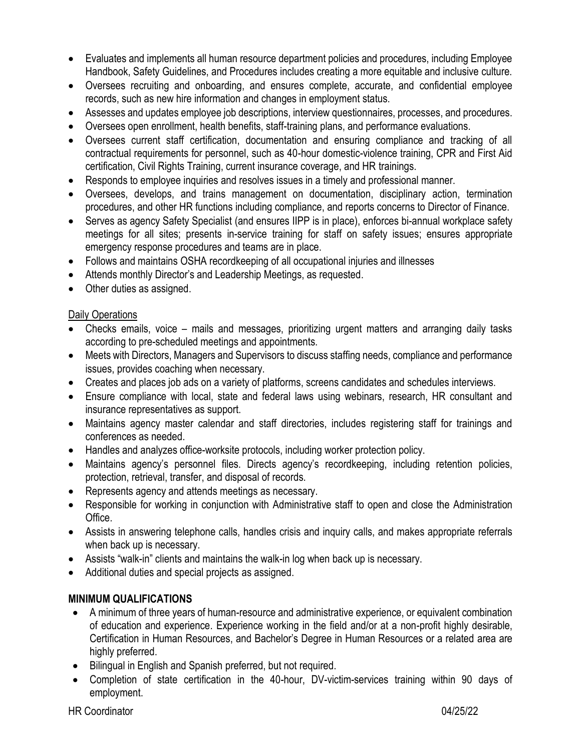- Evaluates and implements all human resource department policies and procedures, including Employee Handbook, Safety Guidelines, and Procedures includes creating a more equitable and inclusive culture.
- Oversees recruiting and onboarding, and ensures complete, accurate, and confidential employee records, such as new hire information and changes in employment status.
- Assesses and updates employee job descriptions, interview questionnaires, processes, and procedures.
- Oversees open enrollment, health benefits, staff-training plans, and performance evaluations.
- Oversees current staff certification, documentation and ensuring compliance and tracking of all contractual requirements for personnel, such as 40-hour domestic-violence training, CPR and First Aid certification, Civil Rights Training, current insurance coverage, and HR trainings.
- Responds to employee inquiries and resolves issues in a timely and professional manner.
- Oversees, develops, and trains management on documentation, disciplinary action, termination procedures, and other HR functions including compliance, and reports concerns to Director of Finance.
- Serves as agency Safety Specialist (and ensures IIPP is in place), enforces bi-annual workplace safety meetings for all sites; presents in-service training for staff on safety issues; ensures appropriate emergency response procedures and teams are in place.
- Follows and maintains OSHA recordkeeping of all occupational injuries and illnesses
- Attends monthly Director's and Leadership Meetings, as requested.
- Other duties as assigned.

<u>Daily Operations</u>

- Checks emails, voice – mails and messages, prioritizing urgent matters and arranging daily tasks according to pre-scheduled meetings and appointments.
- Meets with Directors, Managers and Supervisors to discuss staffing needs, compliance and performance issues, provides coaching when necessary.
- Creates and places job ads on a variety of platforms, screens candidates and schedules interviews.
- Ensure compliance with local, state and federal laws using webinars, research, HR consultant and insurance representatives as support.
- Maintains agency master calendar and staff directories, includes registering staff for trainings and conferences as needed.
- Handles and analyzes office-worksite protocols, including worker protection policy.
- Maintains agency's personnel files. Directs agency's recordkeeping, including retention policies, protection, retrieval, transfer, and disposal of records.
- Represents agency and attends meetings as necessary.
- Responsible for working in conjunction with Administrative staff to open and close the Administration Office.
- Assists in answering telephone calls, handles crisis and inquiry calls, and makes appropriate referrals when back up is necessary.
- Assists "walk-in" clients and maintains the walk-in log when back up is necessary.
- Additional duties and special projects as assigned.

**MINIMUM QUALIFICATIONS**

- A minimum of three years of human-resource and administrative experience, or equivalent combination of education and experience. Experience working in the field and/or at a non-profit highly desirable, Certification in Human Resources, and Bachelor's Degree in Human Resources or a related area are highly preferred.
- Bilingual in English and Spanish preferred, but not required.
- Completion of state certification in the 40-hour, DV-victim-services training within 90 days of employment.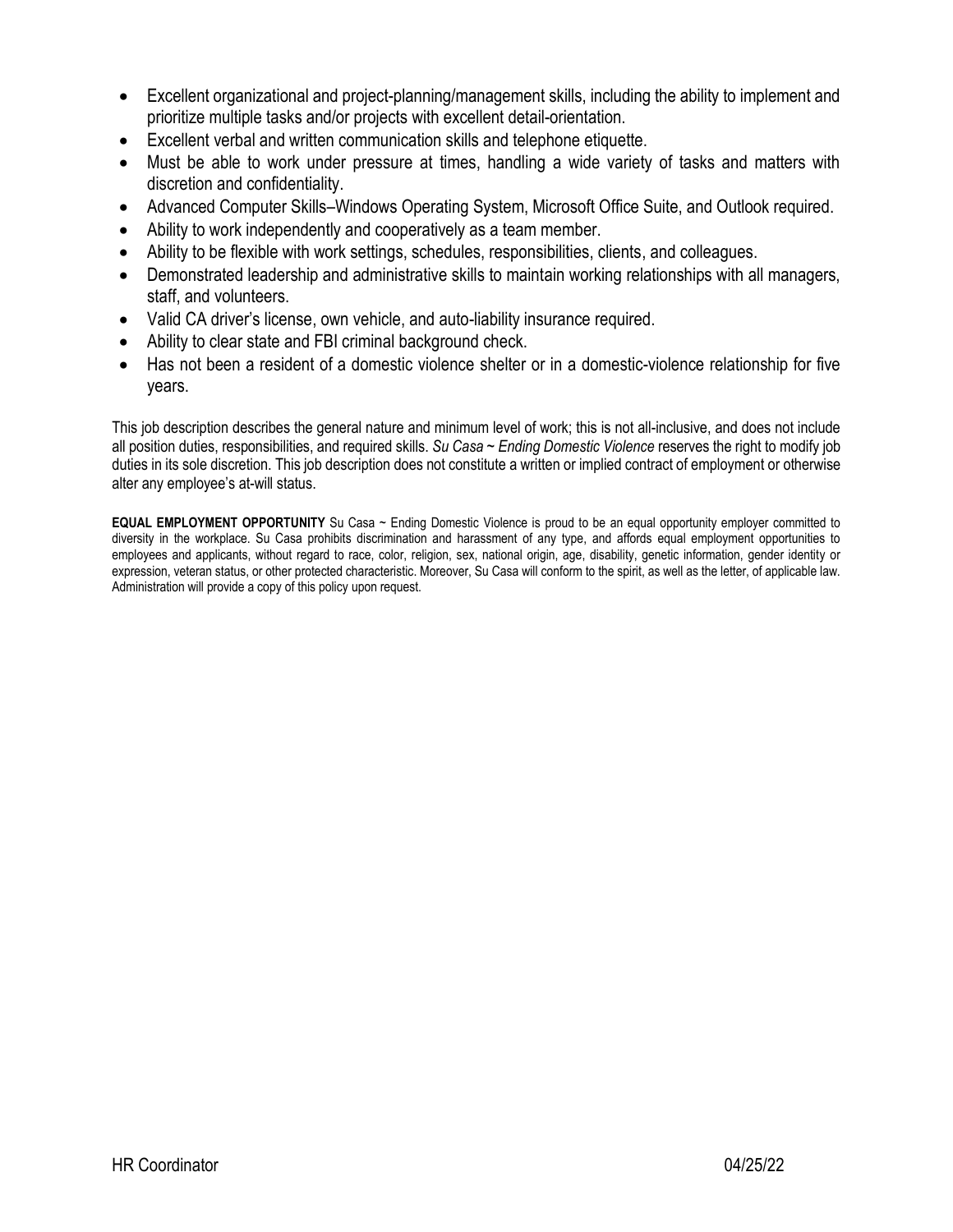- Excellent organizational and project-planning/management skills, including the ability to implement and prioritize multiple tasks and/or projects with excellent detail-orientation.
- Excellent verbal and written communication skills and telephone etiquette.
- Must be able to work under pressure at times, handling a wide variety of tasks and matters with discretion and confidentiality.
- Advanced Computer Skills–Windows Operating System, Microsoft Office Suite, and Outlook required.
- Ability to work independently and cooperatively as a team member.
- Ability to be flexible with work settings, schedules, responsibilities, clients, and colleagues.
- Demonstrated leadership and administrative skills to maintain working relationships with all managers, staff, and volunteers.
- Valid CA driver's license, own vehicle, and auto-liability insurance required.
- Ability to clear state and FBI criminal background check.
- Has not been a resident of a domestic violence shelter or in a domestic-violence relationship for five years.

This job description describes the general nature and minimum level of work; this is not all-inclusive, and does not include all position duties, responsibilities, and required skills. *Su Casa ~ Ending Domestic Violence* reserves the right to modify job duties in its sole discretion. This job description does not constitute a written or implied contract of employment or otherwise alter any employee's at-will status.

**EQUAL EMPLOYMENT OPPORTUNITY** Su Casa ~ Ending Domestic Violence is proud to be an equal opportunity employer committed to diversity in the workplace. Su Casa prohibits discrimination and harassment of any type, and affords equal employment opportunities to employees and applicants, without regard to race, color, religion, sex, national origin, age, disability, genetic information, gender identity or expression, veteran status, or other protected characteristic. Moreover, Su Casa will conform to the spirit, as well as the letter, of applicable law. Administration will provide a copy of this policy upon request.